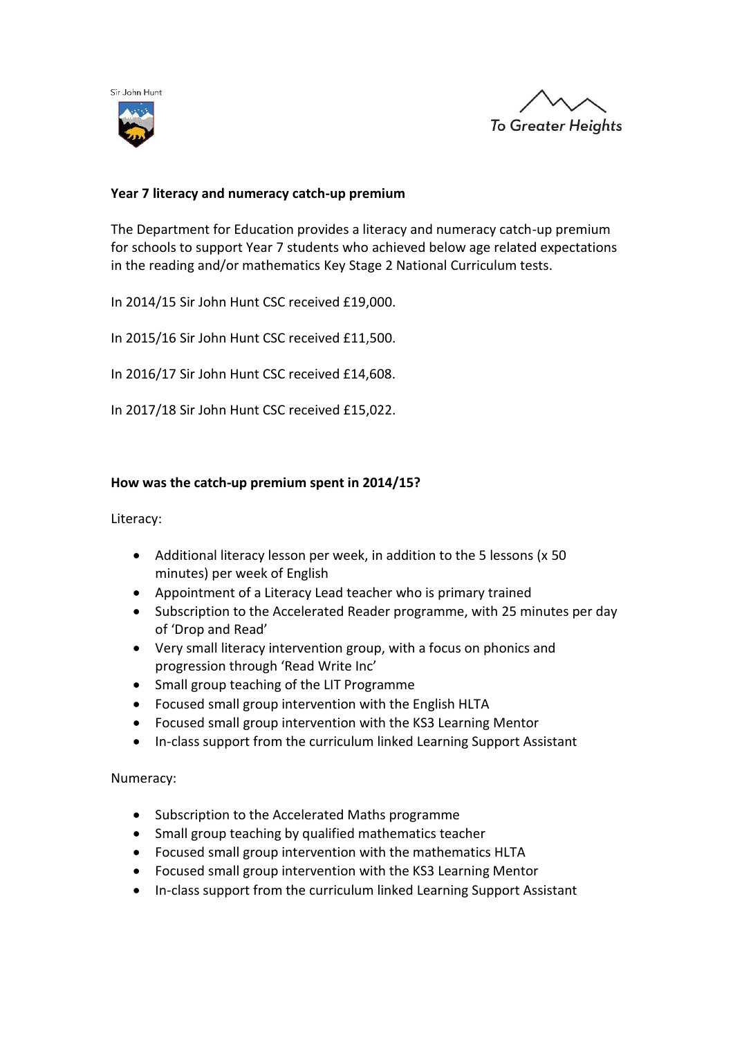Sir John Hunt

To Greater Heights

**Year 7 literacy and numeracy catch-up premium**

The Department for Education provides a literacy and numeracy catch-up premium for schools to support Year 7 students who achieved below age related expectations in the reading and/or mathematics Key Stage 2 National Curriculum tests.

In 2014/15 Sir John Hunt CSC received £19,000.

In 2015/16 Sir John Hunt CSC received £11,500.

In 2016/17 Sir John Hunt CSC received £14,608.

In 2017/18 Sir John Hunt CSC received £15,022.

**How was the catch-up premium spent in 2014/15?**

Literacy:

- Additional literacy lesson per week, in addition to the 5 lessons (x 50 minutes) per week of English
- Appointment of a Literacy Lead teacher who is primary trained
- Subscription to the Accelerated Reader programme, with 25 minutes per day of 'Drop and Read'
- Very small literacy intervention group, with a focus on phonics and progression through 'Read Write Inc'
- Small group teaching of the LIT Programme
- Focused small group intervention with the English HLTA
- Focused small group intervention with the KS3 Learning Mentor
- In-class support from the curriculum linked Learning Support Assistant

Numeracy:

- Subscription to the Accelerated Maths programme
- Small group teaching by qualified mathematics teacher
- Focused small group intervention with the mathematics HLTA
- Focused small group intervention with the KS3 Learning Mentor
- In-class support from the curriculum linked Learning Support Assistant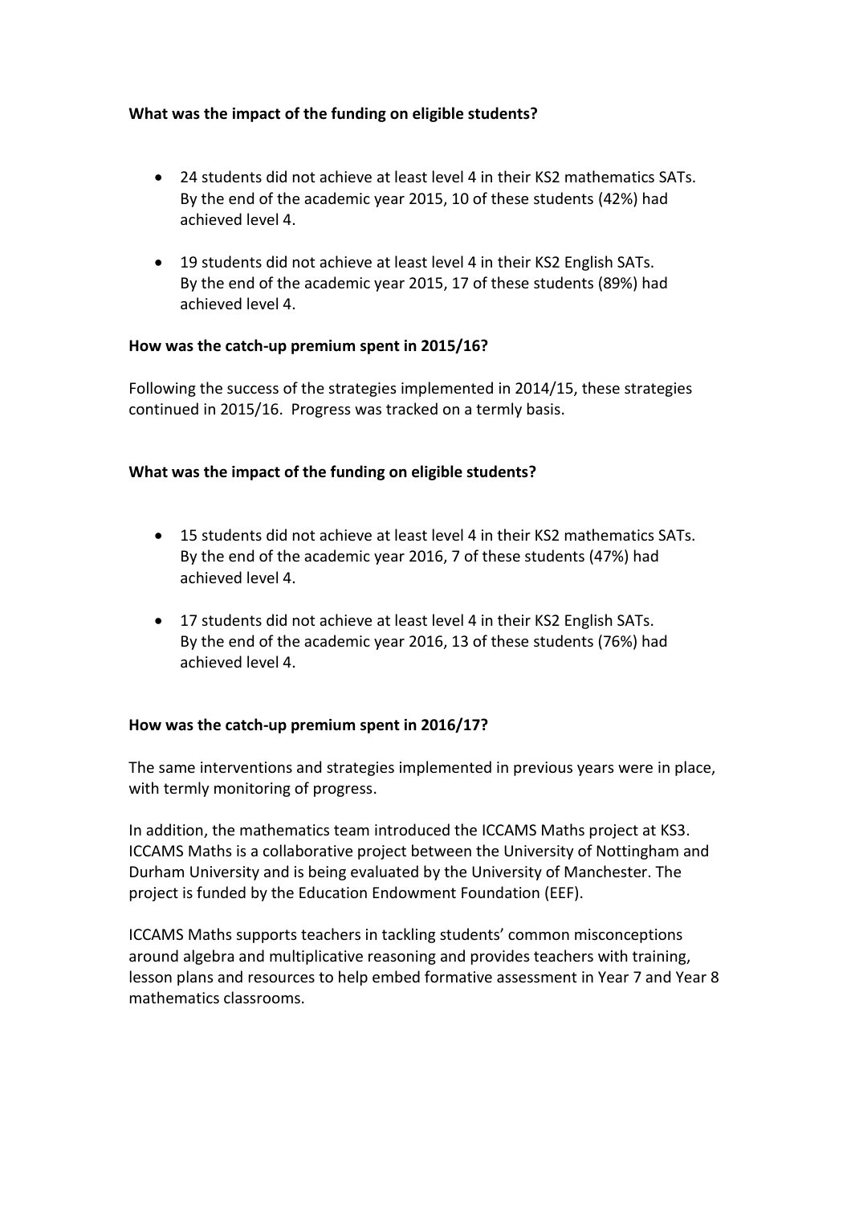**What was the impact of the funding on eligible students?**

- 24 students did not achieve at least level 4 in their KS2 mathematics SATs. By the end of the academic year 2015, 10 of these students (42%) had achieved level 4.
- 19 students did not achieve at least level 4 in their KS2 English SATs. By the end of the academic year 2015, 17 of these students (89%) had achieved level 4.

**How was the catch-up premium spent in 2015/16?**

Following the success of the strategies implemented in 2014/15, these strategies continued in 2015/16. Progress was tracked on a termly basis.

**What was the impact of the funding on eligible students?**

- 15 students did not achieve at least level 4 in their KS2 mathematics SATs. By the end of the academic year 2016, 7 of these students (47%) had achieved level 4.
- 17 students did not achieve at least level 4 in their KS2 English SATs. By the end of the academic year 2016, 13 of these students (76%) had achieved level 4.

**How was the catch-up premium spent in 2016/17?**

The same interventions and strategies implemented in previous years were in place, with termly monitoring of progress.

In addition, the mathematics team introduced the ICCAMS Maths project at KS3. ICCAMS Maths is a collaborative project between the University of Nottingham and Durham University and is being evaluated by the University of Manchester. The project is funded by the Education Endowment Foundation (EEF).

ICCAMS Maths supports teachers in tackling students' common misconceptions around algebra and multiplicative reasoning and provides teachers with training, lesson plans and resources to help embed formative assessment in Year 7 and Year 8 mathematics classrooms.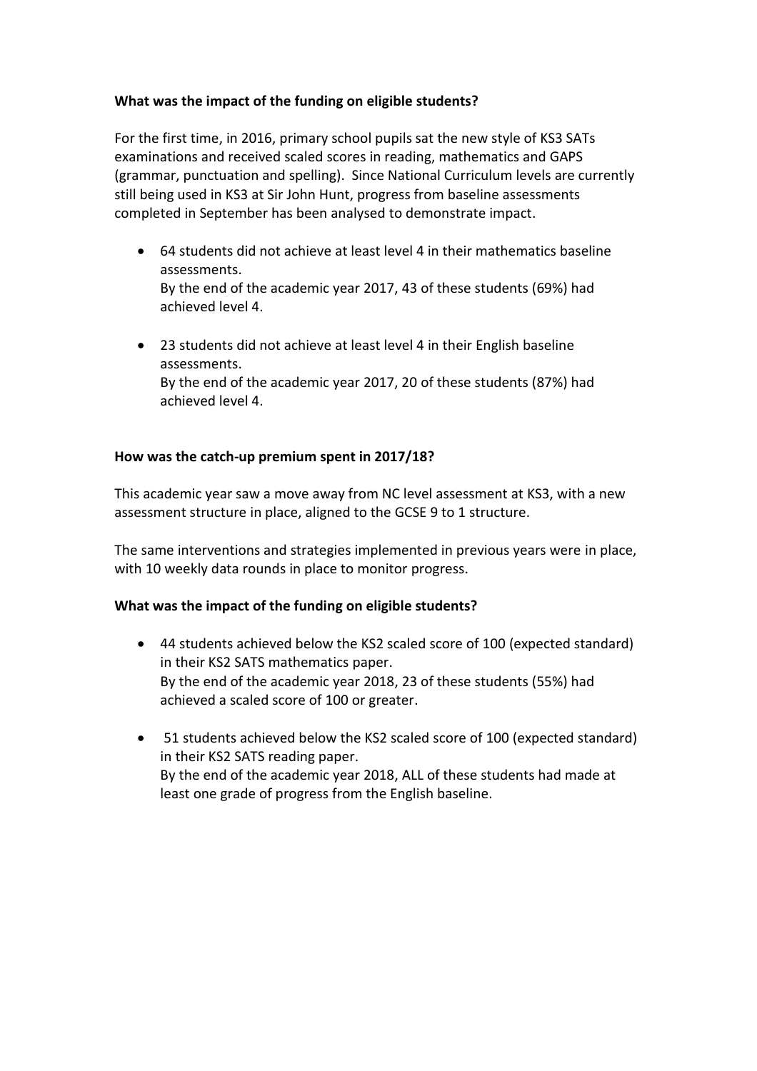**What was the impact of the funding on eligible students?**

For the first time, in 2016, primary school pupils sat the new style of KS3 SATs examinations and received scaled scores in reading, mathematics and GAPS (grammar, punctuation and spelling). Since National Curriculum levels are currently still being used in KS3 at Sir John Hunt, progress from baseline assessments completed in September has been analysed to demonstrate impact.

- 64 students did not achieve at least level 4 in their mathematics baseline assessments.
  By the end of the academic year 2017, 43 of these students (69%) had achieved level 4.

- 23 students did not achieve at least level 4 in their English baseline assessments.
  By the end of the academic year 2017, 20 of these students (87%) had achieved level 4.

**How was the catch-up premium spent in 2017/18?**

This academic year saw a move away from NC level assessment at KS3, with a new assessment structure in place, aligned to the GCSE 9 to 1 structure.

The same interventions and strategies implemented in previous years were in place, with 10 weekly data rounds in place to monitor progress.

**What was the impact of the funding on eligible students?**

- 44 students achieved below the KS2 scaled score of 100 (expected standard) in their KS2 SATS mathematics paper.
  By the end of the academic year 2018, 23 of these students (55%) had achieved a scaled score of 100 or greater.

- 51 students achieved below the KS2 scaled score of 100 (expected standard) in their KS2 SATS reading paper.
  By the end of the academic year 2018, ALL of these students had made at least one grade of progress from the English baseline.